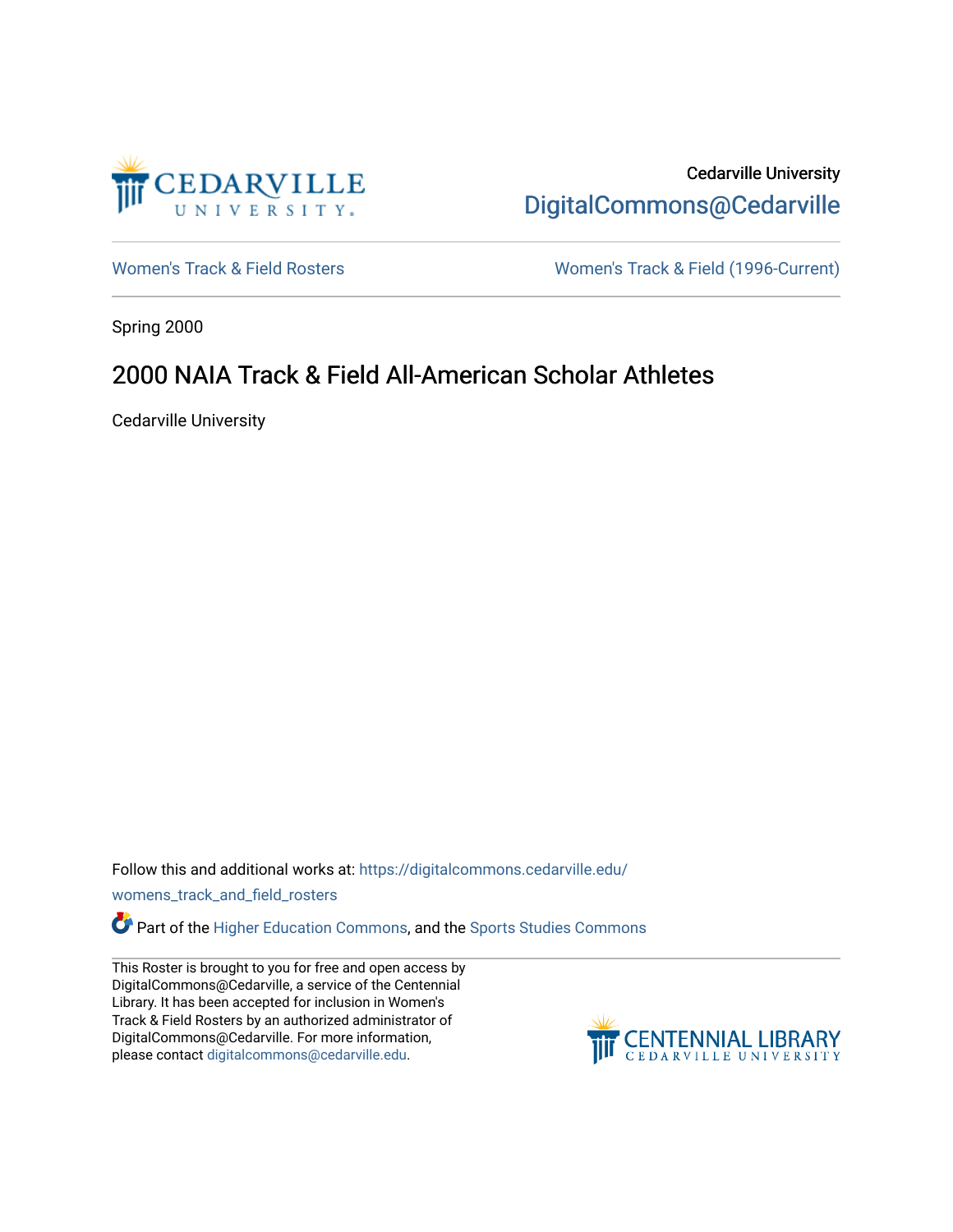Cedarville University

DigitalCommons@Cedarville

Women's Track & Field Rosters

Women's Track & Field (1996-Current)

Spring 2000

# 2000 NAIA Track & Field All-American Scholar Athletes

Cedarville University

Follow this and additional works at: https://digitalcommons.cedarville.edu/womens_track_and_field_rosters

Part of the Higher Education Commons, and the Sports Studies Commons

This Roster is brought to you for free and open access by DigitalCommons@Cedarville, a service of the Centennial Library. It has been accepted for inclusion in Women's Track & Field Rosters by an authorized administrator of DigitalCommons@Cedarville. For more information, please contact digitalcommons@cedarville.edu.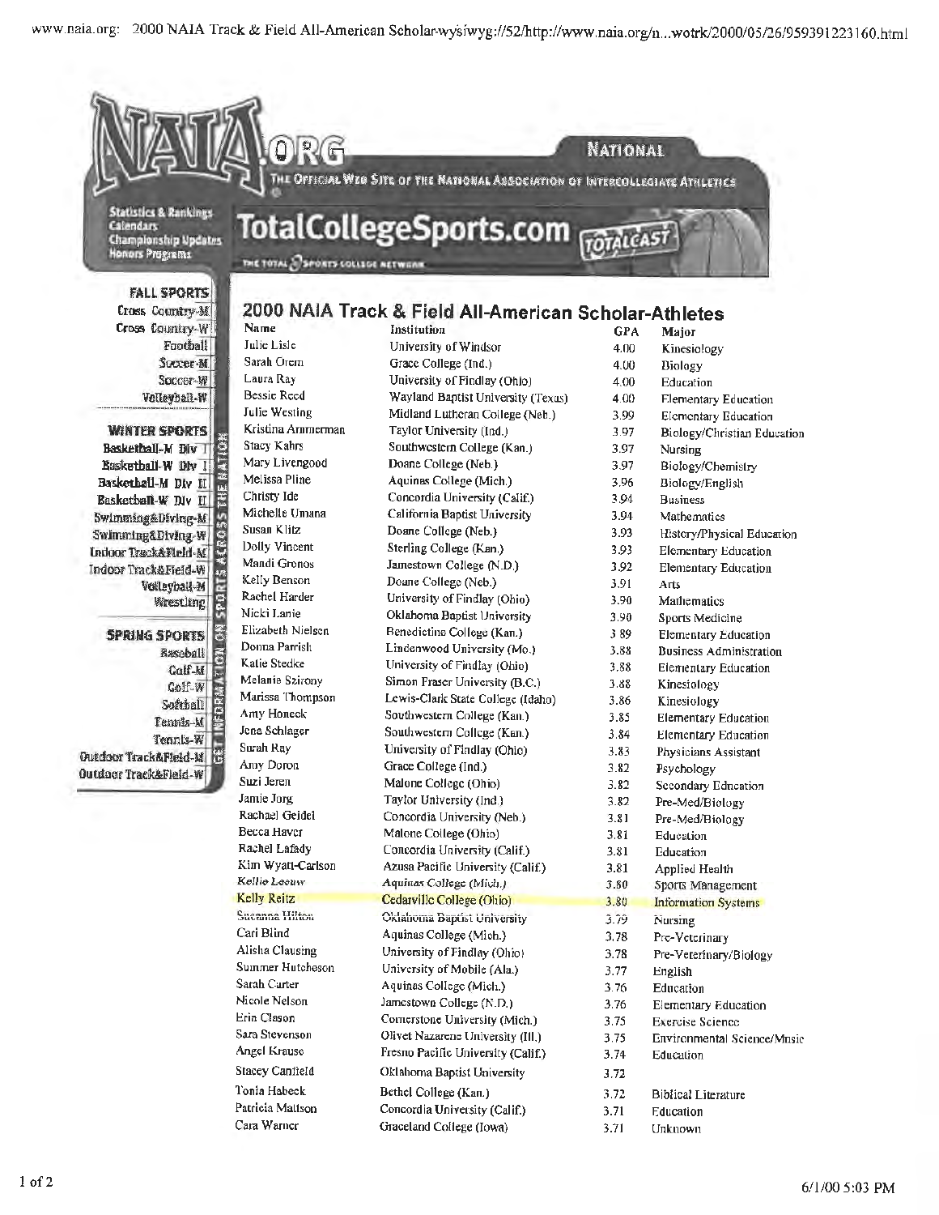www.naia.org: 2000 NAIA Track & Field All-American Scholar-wysiwyg://52/http://www.naia.org/n...wotrk/2000/05/26/959391223160.html

NAIA.ORG — NATIONAL

THE OFFICIAL WEB SITE OF THE NATIONAL ASSOCIATION OF INTERCOLLEGIATE ATHLETICS

Statistics & Rankings
Calendars
Championship Updates
Honors Programs

TotalCollegeSports.com TOTALCAST

THE TOTAL SPORTS COLLEGE NETWORK

**FALL SPORTS**
Cross Country-M
Cross Country-W
Football
Soccer-M
Soccer-W
Volleyball-W

**WINTER SPORTS**
Basketball-M Div I
Basketball-W Div I
Basketball-M Div II
Basketball-W Div II
Swimming&Diving-M
Swimming&Diving-W
Indoor Track&Field-M
Indoor Track&Field-W
Volleyball-M
Wrestling

**SPRING SPORTS**
Baseball
Golf-M
Golf-W
Softball
Tennis-M
Tennis-W
Outdoor Track&Field-M
Outdoor Track&Field-W

GET INFORMATION ON SPORTS ACROSS THE NATION

# 2000 NAIA Track & Field All-American Scholar-Athletes

| Name | Institution | GPA | Major |
|---|---|---|---|
| Julie Lisle | University of Windsor | 4.00 | Kinesiology |
| Sarah Orem | Grace College (Ind.) | 4.00 | Biology |
| Laura Ray | University of Findlay (Ohio) | 4.00 | Education |
| Bessie Reed | Wayland Baptist University (Texas) | 4.00 | Elementary Education |
| Julie Westling | Midland Lutheran College (Neb.) | 3.99 | Elementary Education |
| Kristina Ammerman | Taylor University (Ind.) | 3.97 | Biology/Christian Education |
| Stacy Kahrs | Southwestern College (Kan.) | 3.97 | Nursing |
| Mary Livengood | Doane College (Neb.) | 3.97 | Biology/Chemistry |
| Melissa Pline | Aquinas College (Mich.) | 3.96 | Biology/English |
| Christy Ide | Concordia University (Calif.) | 3.94 | Business |
| Michelle Umana | California Baptist University | 3.94 | Mathematics |
| Susan Klitz | Doane College (Neb.) | 3.93 | History/Physical Education |
| Dolly Vincent | Sterling College (Kan.) | 3.93 | Elementary Education |
| Mandi Gronos | Jamestown College (N.D.) | 3.92 | Elementary Education |
| Kelly Benson | Doane College (Neb.) | 3.91 | Arts |
| Rachel Harder | University of Findlay (Ohio) | 3.90 | Mathematics |
| Nicki Lanie | Oklahoma Baptist University | 3.90 | Sports Medicine |
| Elizabeth Nielsen | Benedictine College (Kan.) | 3.89 | Elementary Education |
| Donna Parrish | Lindenwood University (Mo.) | 3.88 | Business Administration |
| Katie Stedke | University of Findlay (Ohio) | 3.88 | Elementary Education |
| Melanie Szirony | Simon Fraser University (B.C.) | 3.88 | Kinesiology |
| Marissa Thompson | Lewis-Clark State College (Idaho) | 3.86 | Kinesiology |
| Amy Honeck | Southwestern College (Kan.) | 3.85 | Elementary Education |
| Jena Schlager | Southwestern College (Kan.) | 3.84 | Elementary Education |
| Sarah Ray | University of Findlay (Ohio) | 3.83 | Physicians Assistant |
| Amy Doron | Grace College (Ind.) | 3.82 | Psychology |
| Suzi Jeren | Malone College (Ohio) | 3.82 | Secondary Education |
| Jamie Jorg | Taylor University (Ind.) | 3.82 | Pre-Med/Biology |
| Rachael Geidel | Concordia University (Neb.) | 3.81 | Pre-Med/Biology |
| Becca Haver | Malone College (Ohio) | 3.81 | Education |
| Rachel Lafady | Concordia University (Calif.) | 3.81 | Education |
| Kim Wyatt-Carlson | Azusa Pacific University (Calif.) | 3.81 | Applied Health |
| Kellie Leeuw | Aquinas College (Mich.) | 3.80 | Sports Management |
| Kelly Reitz | Cedarville College (Ohio) | 3.80 | Information Systems |
| Suzanna Hilton | Oklahoma Baptist University | 3.79 | Nursing |
| Cari Blind | Aquinas College (Mich.) | 3.78 | Pre-Veterinary |
| Alisha Clausing | University of Findlay (Ohio) | 3.78 | Pre-Veterinary/Biology |
| Summer Hutcheson | University of Mobile (Ala.) | 3.77 | English |
| Sarah Carter | Aquinas College (Mich.) | 3.76 | Education |
| Nicole Nelson | Jamestown College (N.D.) | 3.76 | Elementary Education |
| Erin Clason | Cornerstone University (Mich.) | 3.75 | Exercise Science |
| Sara Stevenson | Olivet Nazarene University (Ill.) | 3.75 | Environmental Science/Music |
| Angel Krause | Fresno Pacific University (Calif.) | 3.74 | Education |
| Stacey Canfield | Oklahoma Baptist University | 3.72 | |
| Tonia Habeck | Bethel College (Kan.) | 3.72 | Biblical Literature |
| Patricia Mattson | Concordia University (Calif.) | 3.71 | Education |
| Cara Warner | Graceland College (Iowa) | 3.71 | Unknown |

6/1/00 5:03 PM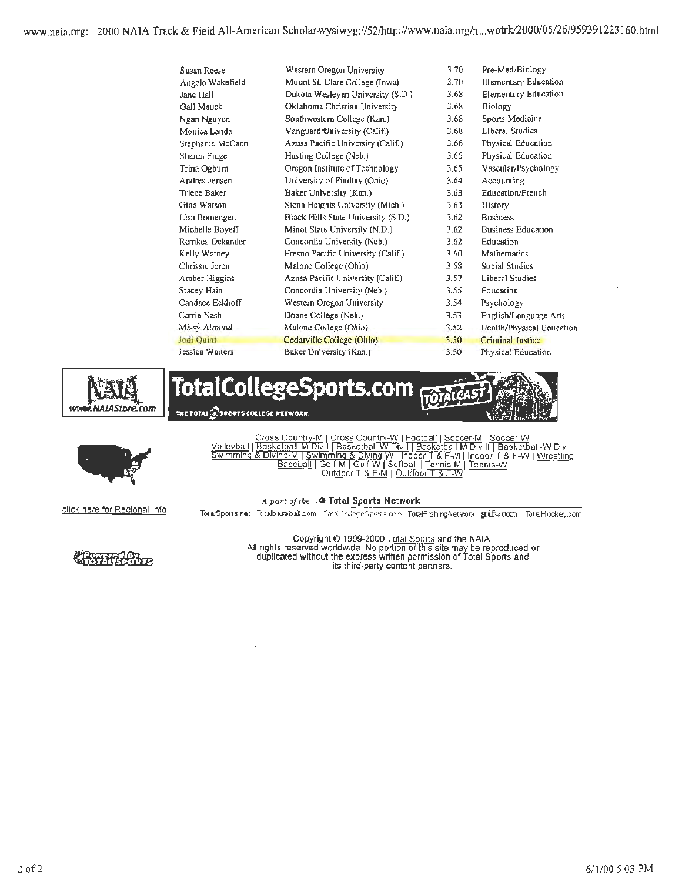| | | | |
|---|---|---|---|
| Susan Reese | Western Oregon University | 3.70 | Pre-Med/Biology |
| Angela Wakefield | Mount St. Clare College (Iowa) | 3.70 | Elementary Education |
| Jane Hall | Dakota Wesleyan University (S.D.) | 3.68 | Elementary Education |
| Gail Mauck | Oklahoma Christian University | 3.68 | Biology |
| Ngan Nguyen | Southwestern College (Kan.) | 3.68 | Sports Medicine |
| Monica Landa | Vanguard University (Calif.) | 3.68 | Liberal Studies |
| Stephanie McCann | Azusa Pacific University (Calif.) | 3.66 | Physical Education |
| Sharen Fidge | Hasting College (Neb.) | 3.65 | Physical Education |
| Trina Ogburn | Oregon Institute of Technology | 3.65 | Vascular/Psychology |
| Andrea Jensen | University of Findlay (Ohio) | 3.64 | Accounting |
| Triece Baker | Baker University (Kan.) | 3.63 | Education/French |
| Gina Watson | Siena Heights University (Mich.) | 3.63 | History |
| Lisa Bomengen | Black Hills State University (S.D.) | 3.62 | Business |
| Michelle Boyeff | Minot State University (N.D.) | 3.62 | Business Education |
| Remkea Ockander | Concordia University (Neb.) | 3.62 | Education |
| Kelly Watney | Fresno Pacific University (Calif.) | 3.60 | Mathematics |
| Chrissie Jeren | Malone College (Ohio) | 3.58 | Social Studies |
| Amber Higgins | Azusa Pacific University (Calif.) | 3.57 | Liberal Studies |
| Stacey Hain | Concordia University (Neb.) | 3.55 | Education |
| Candace Eckhoff | Western Oregon University | 3.54 | Psychology |
| Carrie Nash | Doane College (Neb.) | 3.53 | English/Language Arts |
| Missy Almond | Malone College (Ohio) | 3.52 | Health/Physical Education |
| Jodi Quint | Cedarville College (Ohio) | 3.50 | Criminal Justice |
| Jessica Walters | Baker University (Kan.) | 3.50 | Physical Education |

www.NAIAStore.com

TotalCollegeSports.com TOTALCAST

THE TOTAL SPORTS COLLEGE NETWORK

Cross Country-M | Cross Country-W | Football | Soccer-M | Soccer-W
Volleyball | Basketball-M Div I | Basketball-W Div I | Basketball-M Div II | Basketball-W Div II
Swimming & Diving-M | Swimming & Diving-W | Indoor T & F-M | Indoor T & F-W | Wrestling
Baseball | Golf-M | Golf-W | Softball | Tennis-M | Tennis-W
Outdoor T & F-M | Outdoor T & F-W

click here for Regional Info

*A part of the* Total Sports Network

TotalSports.net TotalBaseball.com TotalCollegeSports.com TotalFishingNetwork golf.com TotalHockey.com

Copyright © 1999-2000 Total Sports and the NAIA.
All rights reserved worldwide. No portion of this site may be reproduced or duplicated without the express written permission of Total Sports and its third-party content partners.

Powered By TOTAL SPORTS